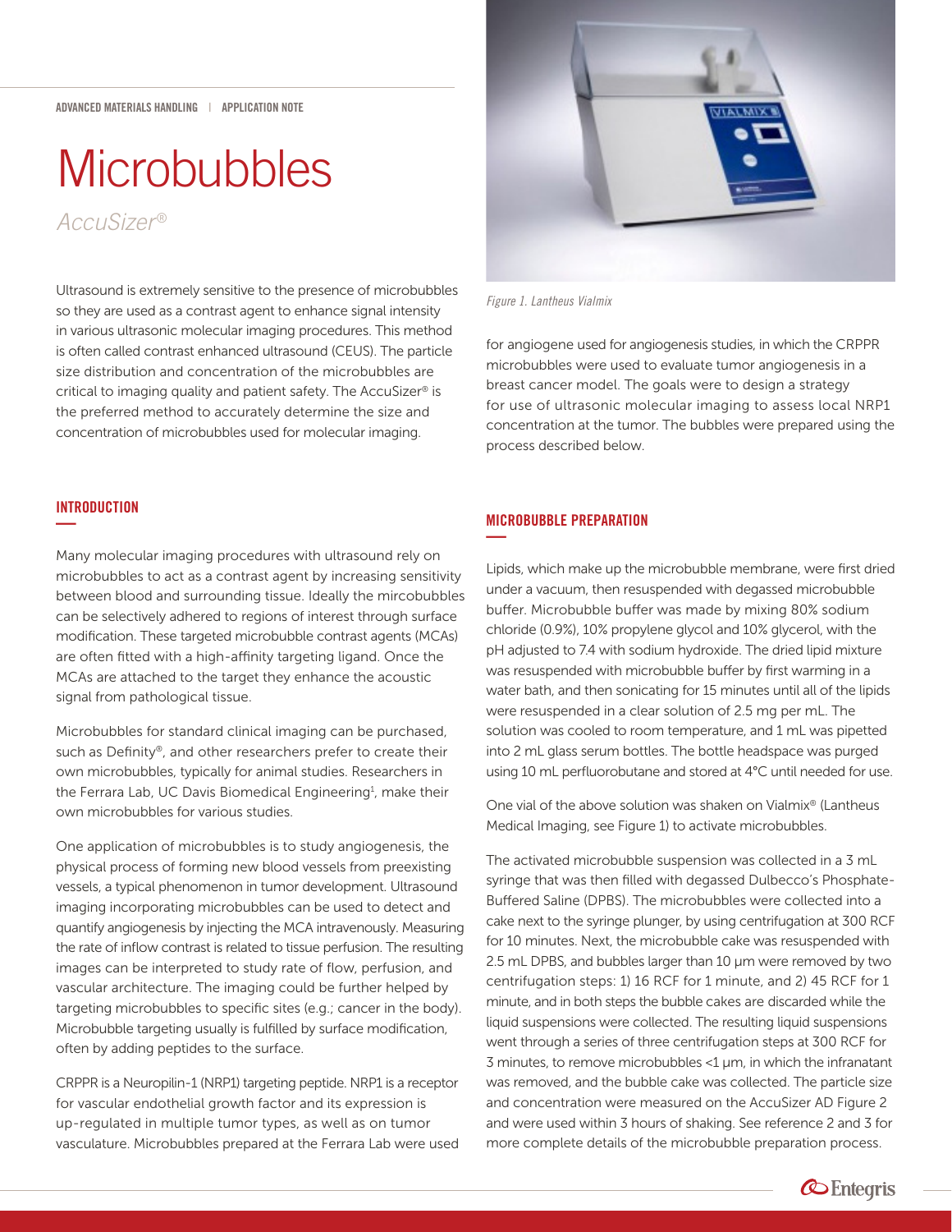ADVANCED MATERIALS HANDLING | APPLICATION NOTE

# Microbubbles

*AccuSizer®*

Ultrasound is extremely sensitive to the presence of microbubbles so they are used as a contrast agent to enhance signal intensity in various ultrasonic molecular imaging procedures. This method is often called contrast enhanced ultrasound (CEUS). The particle size distribution and concentration of the microbubbles are critical to imaging quality and patient safety. The AccuSizer® is the preferred method to accurately determine the size and concentration of microbubbles used for molecular imaging.

## INTRODUCTION

Many molecular imaging procedures with ultrasound rely on microbubbles to act as a contrast agent by increasing sensitivity between blood and surrounding tissue. Ideally the mircobubbles can be selectively adhered to regions of interest through surface modification. These targeted microbubble contrast agents (MCAs) are often fitted with a high-affinity targeting ligand. Once the MCAs are attached to the target they enhance the acoustic signal from pathological tissue.

Microbubbles for standard clinical imaging can be purchased, such as Definity®, and other researchers prefer to create their own microbubbles, typically for animal studies. Researchers in the Ferrara Lab, UC Davis Biomedical Engineering[1], make their own microbubbles for various studies.

One application of microbubbles is to study angiogenesis, the physical process of forming new blood vessels from preexisting vessels, a typical phenomenon in tumor development. Ultrasound imaging incorporating microbubbles can be used to detect and quantify angiogenesis by injecting the MCA intravenously. Measuring the rate of inflow contrast is related to tissue perfusion. The resulting images can be interpreted to study rate of flow, perfusion, and vascular architecture. The imaging could be further helped by targeting microbubbles to specific sites (e.g.; cancer in the body). Microbubble targeting usually is fulfilled by surface modification, often by adding peptides to the surface.

CRPPR is a Neuropilin-1 (NRP1) targeting peptide. NRP1 is a receptor for vascular endothelial growth factor and its expression is up-regulated in multiple tumor types, as well as on tumor vasculature. Microbubbles prepared at the Ferrara Lab were used for angiogene used for angiogenesis studies, in which the CRPPR microbubbles were used to evaluate tumor angiogenesis in a breast cancer model. The goals were to design a strategy for use of ultrasonic molecular imaging to assess local NRP1 concentration at the tumor. The bubbles were prepared using the process described below.

*Figure 1. Lantheus Vialmix*

## MICROBUBBLE PREPARATION

Lipids, which make up the microbubble membrane, were first dried under a vacuum, then resuspended with degassed microbubble buffer. Microbubble buffer was made by mixing 80% sodium chloride (0.9%), 10% propylene glycol and 10% glycerol, with the pH adjusted to 7.4 with sodium hydroxide. The dried lipid mixture was resuspended with microbubble buffer by first warming in a water bath, and then sonicating for 15 minutes until all of the lipids were resuspended in a clear solution of 2.5 mg per mL. The solution was cooled to room temperature, and 1 mL was pipetted into 2 mL glass serum bottles. The bottle headspace was purged using 10 mL perfluorobutane and stored at 4°C until needed for use.

One vial of the above solution was shaken on Vialmix® (Lantheus Medical Imaging, see Figure 1) to activate microbubbles.

The activated microbubble suspension was collected in a 3 mL syringe that was then filled with degassed Dulbecco's Phosphate-Buffered Saline (DPBS). The microbubbles were collected into a cake next to the syringe plunger, by using centrifugation at 300 RCF for 10 minutes. Next, the microbubble cake was resuspended with 2.5 mL DPBS, and bubbles larger than 10 µm were removed by two centrifugation steps: 1) 16 RCF for 1 minute, and 2) 45 RCF for 1 minute, and in both steps the bubble cakes are discarded while the liquid suspensions were collected. The resulting liquid suspensions went through a series of three centrifugation steps at 300 RCF for 3 minutes, to remove microbubbles <1 µm, in which the infranatant was removed, and the bubble cake was collected. The particle size and concentration were measured on the AccuSizer AD Figure 2 and were used within 3 hours of shaking. See reference 2 and 3 for more complete details of the microbubble preparation process.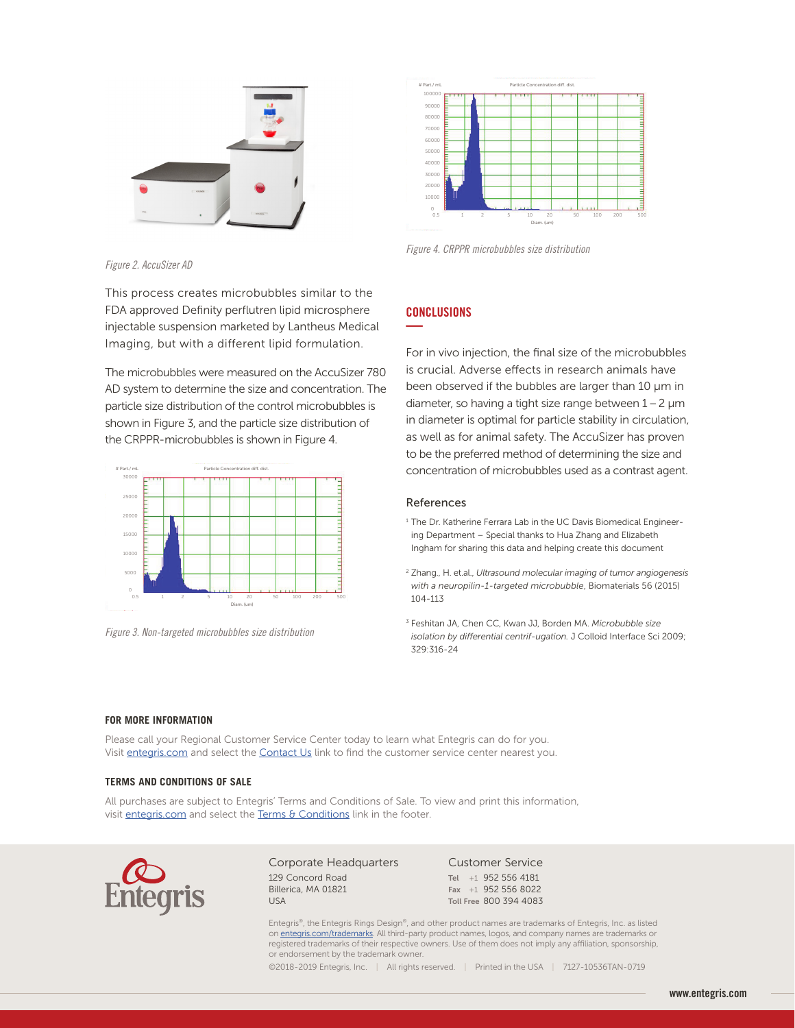Figure 2. AccuSizer AD

This process creates microbubbles similar to the FDA approved Definity perflutren lipid microsphere injectable suspension marketed by Lantheus Medical Imaging, but with a different lipid formulation.

The microbubbles were measured on the AccuSizer 780 AD system to determine the size and concentration. The particle size distribution of the control microbubbles is shown in Figure 3, and the particle size distribution of the CRPPR-microbubbles is shown in Figure 4.

# Part / mL
Particle Concentration diff. dist.
30000
25000
20000
15000
10000
5000
0
0.5 1 2 5 10 20 50 100 200 500
Diam. (um)

Figure 3. Non-targeted microbubbles size distribution

# Part / mL
Particle Concentration diff. dist.
100000
90000
80000
70000
60000
50000
40000
30000
20000
10000
0
0.5 1 2 5 10 20 50 100 200 500
Diam. (um)

Figure 4. CRPPR microbubbles size distribution

## CONCLUSIONS

For in vivo injection, the final size of the microbubbles is crucial. Adverse effects in research animals have been observed if the bubbles are larger than 10 µm in diameter, so having a tight size range between 1 – 2 µm in diameter is optimal for particle stability in circulation, as well as for animal safety. The AccuSizer has proven to be the preferred method of determining the size and concentration of microbubbles used as a contrast agent.

### References

[1] The Dr. Katherine Ferrara Lab in the UC Davis Biomedical Engineering Department – Special thanks to Hua Zhang and Elizabeth Ingham for sharing this data and helping create this document

[2] Zhang., H. et.al., *Ultrasound molecular imaging of tumor angiogenesis with a neuropilin-1-targeted microbubble*, Biomaterials 56 (2015) 104-113

[3] Feshitan JA, Chen CC, Kwan JJ, Borden MA. *Microbubble size isolation by differential centrif-ugation.* J Colloid Interface Sci 2009; 329:316-24

#### FOR MORE INFORMATION

Please call your Regional Customer Service Center today to learn what Entegris can do for you. Visit entegris.com and select the Contact Us link to find the customer service center nearest you.

#### TERMS AND CONDITIONS OF SALE

All purchases are subject to Entegris' Terms and Conditions of Sale. To view and print this information, visit entegris.com and select the Terms & Conditions link in the footer.

Entegris

Corporate Headquarters
129 Concord Road
Billerica, MA 01821
USA

Customer Service
**Tel** +1 952 556 4181
**Fax** +1 952 556 8022
**Toll Free** 800 394 4083

Entegris®, the Entegris Rings Design®, and other product names are trademarks of Entegris, Inc. as listed on entegris.com/trademarks. All third-party product names, logos, and company names are trademarks or registered trademarks of their respective owners. Use of them does not imply any affiliation, sponsorship, or endorsement by the trademark owner.

©2018-2019 Entegris, Inc. | All rights reserved. | Printed in the USA | 7127-10536TAN-0719

www.entegris.com